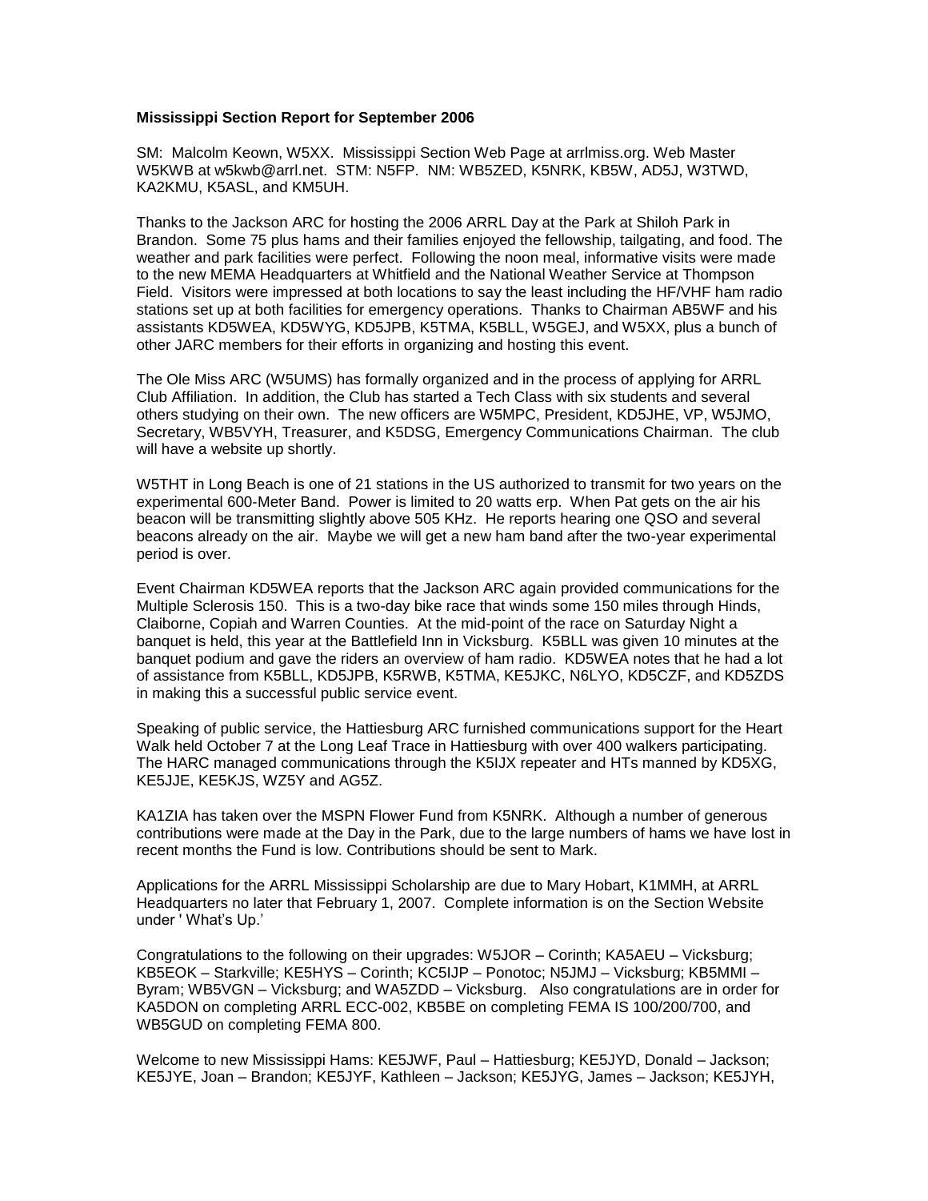**Mississippi Section Report for September 2006**

SM: Malcolm Keown, W5XX. Mississippi Section Web Page at arrlmiss.org. Web Master W5KWB at w5kwb@arrl.net. STM: N5FP. NM: WB5ZED, K5NRK, KB5W, AD5J, W3TWD, KA2KMU, K5ASL, and KM5UH.

Thanks to the Jackson ARC for hosting the 2006 ARRL Day at the Park at Shiloh Park in Brandon. Some 75 plus hams and their families enjoyed the fellowship, tailgating, and food. The weather and park facilities were perfect. Following the noon meal, informative visits were made to the new MEMA Headquarters at Whitfield and the National Weather Service at Thompson Field. Visitors were impressed at both locations to say the least including the HF/VHF ham radio stations set up at both facilities for emergency operations. Thanks to Chairman AB5WF and his assistants KD5WEA, KD5WYG, KD5JPB, K5TMA, K5BLL, W5GEJ, and W5XX, plus a bunch of other JARC members for their efforts in organizing and hosting this event.

The Ole Miss ARC (W5UMS) has formally organized and in the process of applying for ARRL Club Affiliation. In addition, the Club has started a Tech Class with six students and several others studying on their own. The new officers are W5MPC, President, KD5JHE, VP, W5JMO, Secretary, WB5VYH, Treasurer, and K5DSG, Emergency Communications Chairman. The club will have a website up shortly.

W5THT in Long Beach is one of 21 stations in the US authorized to transmit for two years on the experimental 600-Meter Band. Power is limited to 20 watts erp. When Pat gets on the air his beacon will be transmitting slightly above 505 KHz. He reports hearing one QSO and several beacons already on the air. Maybe we will get a new ham band after the two-year experimental period is over.

Event Chairman KD5WEA reports that the Jackson ARC again provided communications for the Multiple Sclerosis 150. This is a two-day bike race that winds some 150 miles through Hinds, Claiborne, Copiah and Warren Counties. At the mid-point of the race on Saturday Night a banquet is held, this year at the Battlefield Inn in Vicksburg. K5BLL was given 10 minutes at the banquet podium and gave the riders an overview of ham radio. KD5WEA notes that he had a lot of assistance from K5BLL, KD5JPB, K5RWB, K5TMA, KE5JKC, N6LYO, KD5CZF, and KD5ZDS in making this a successful public service event.

Speaking of public service, the Hattiesburg ARC furnished communications support for the Heart Walk held October 7 at the Long Leaf Trace in Hattiesburg with over 400 walkers participating. The HARC managed communications through the K5IJX repeater and HTs manned by KD5XG, KE5JJE, KE5KJS, WZ5Y and AG5Z.

KA1ZIA has taken over the MSPN Flower Fund from K5NRK. Although a number of generous contributions were made at the Day in the Park, due to the large numbers of hams we have lost in recent months the Fund is low. Contributions should be sent to Mark.

Applications for the ARRL Mississippi Scholarship are due to Mary Hobart, K1MMH, at ARRL Headquarters no later that February 1, 2007. Complete information is on the Section Website under ' What's Up.'

Congratulations to the following on their upgrades: W5JOR – Corinth; KA5AEU – Vicksburg; KB5EOK – Starkville; KE5HYS – Corinth; KC5IJP – Ponotoc; N5JMJ – Vicksburg; KB5MMI – Byram; WB5VGN – Vicksburg; and WA5ZDD – Vicksburg. Also congratulations are in order for KA5DON on completing ARRL ECC-002, KB5BE on completing FEMA IS 100/200/700, and WB5GUD on completing FEMA 800.

Welcome to new Mississippi Hams: KE5JWF, Paul – Hattiesburg; KE5JYD, Donald – Jackson; KE5JYE, Joan – Brandon; KE5JYF, Kathleen – Jackson; KE5JYG, James – Jackson; KE5JYH,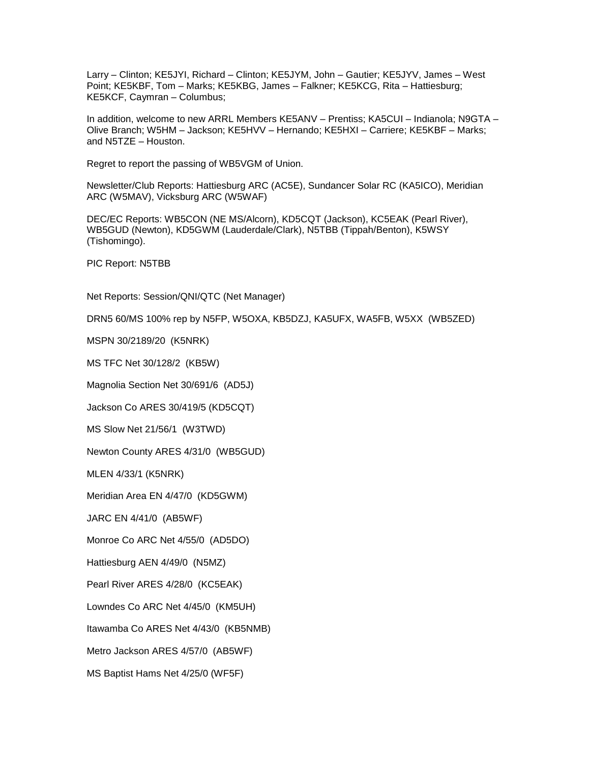Larry – Clinton; KE5JYI, Richard – Clinton; KE5JYM, John – Gautier; KE5JYV, James – West Point; KE5KBF, Tom – Marks; KE5KBG, James – Falkner; KE5KCG, Rita – Hattiesburg; KE5KCF, Caymran – Columbus;

In addition, welcome to new ARRL Members KE5ANV – Prentiss; KA5CUI – Indianola; N9GTA – Olive Branch; W5HM – Jackson; KE5HVV – Hernando; KE5HXI – Carriere; KE5KBF – Marks; and N5TZE – Houston.

Regret to report the passing of WB5VGM of Union.

Newsletter/Club Reports: Hattiesburg ARC (AC5E), Sundancer Solar RC (KA5ICO), Meridian ARC (W5MAV), Vicksburg ARC (W5WAF)

DEC/EC Reports: WB5CON (NE MS/Alcorn), KD5CQT (Jackson), KC5EAK (Pearl River), WB5GUD (Newton), KD5GWM (Lauderdale/Clark), N5TBB (Tippah/Benton), K5WSY (Tishomingo).

PIC Report: N5TBB

Net Reports: Session/QNI/QTC (Net Manager)

DRN5 60/MS 100% rep by N5FP, W5OXA, KB5DZJ, KA5UFX, WA5FB, W5XX (WB5ZED)

MSPN 30/2189/20 (K5NRK)

MS TFC Net 30/128/2 (KB5W)

Magnolia Section Net 30/691/6 (AD5J)

Jackson Co ARES 30/419/5 (KD5CQT)

MS Slow Net 21/56/1 (W3TWD)

Newton County ARES 4/31/0 (WB5GUD)

MLEN 4/33/1 (K5NRK)

Meridian Area EN 4/47/0 (KD5GWM)

JARC EN 4/41/0 (AB5WF)

Monroe Co ARC Net 4/55/0 (AD5DO)

Hattiesburg AEN 4/49/0 (N5MZ)

Pearl River ARES 4/28/0 (KC5EAK)

Lowndes Co ARC Net 4/45/0 (KM5UH)

Itawamba Co ARES Net 4/43/0 (KB5NMB)

Metro Jackson ARES 4/57/0 (AB5WF)

MS Baptist Hams Net 4/25/0 (WF5F)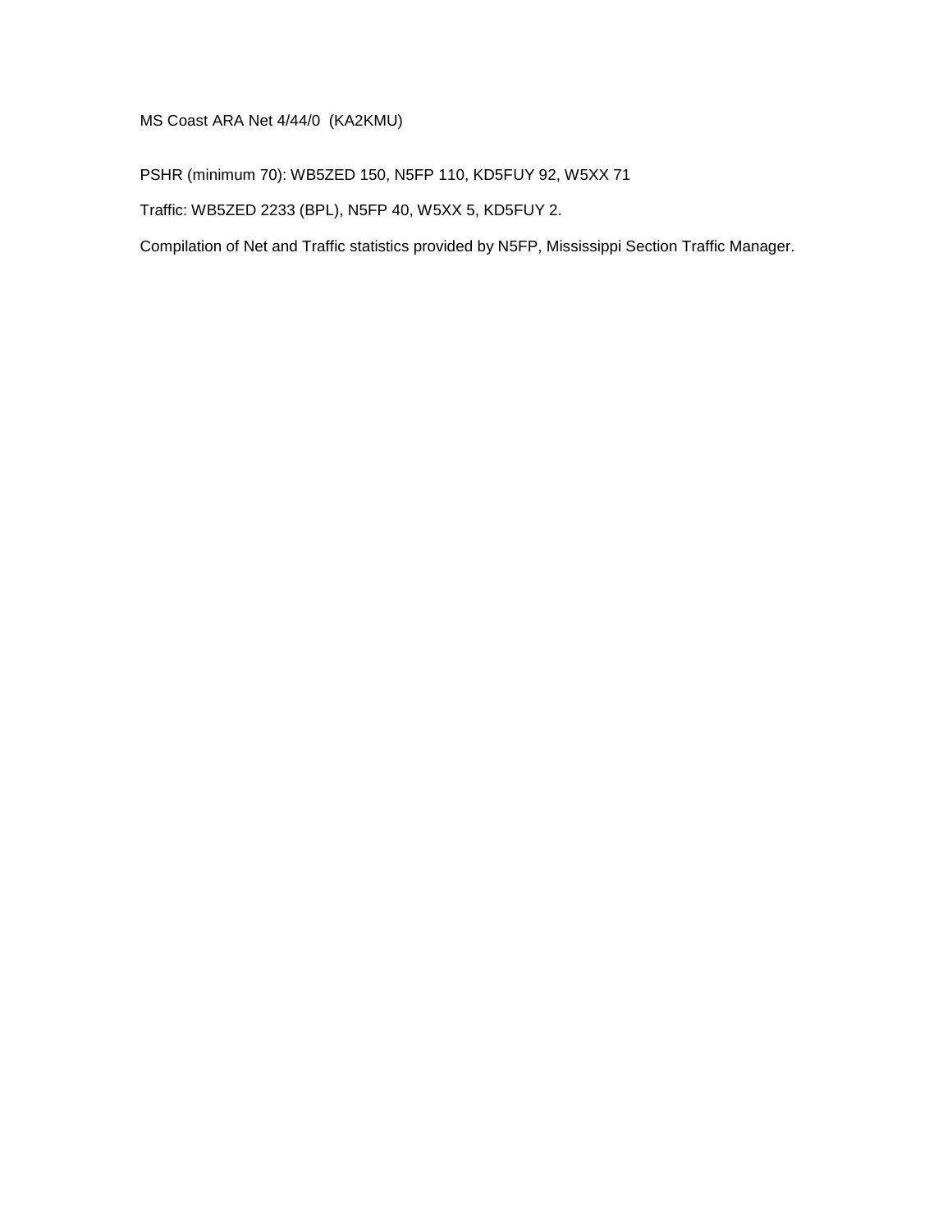MS Coast ARA Net 4/44/0 (KA2KMU)

PSHR (minimum 70): WB5ZED 150, N5FP 110, KD5FUY 92, W5XX 71

Traffic: WB5ZED 2233 (BPL), N5FP 40, W5XX 5, KD5FUY 2.

Compilation of Net and Traffic statistics provided by N5FP, Mississippi Section Traffic Manager.